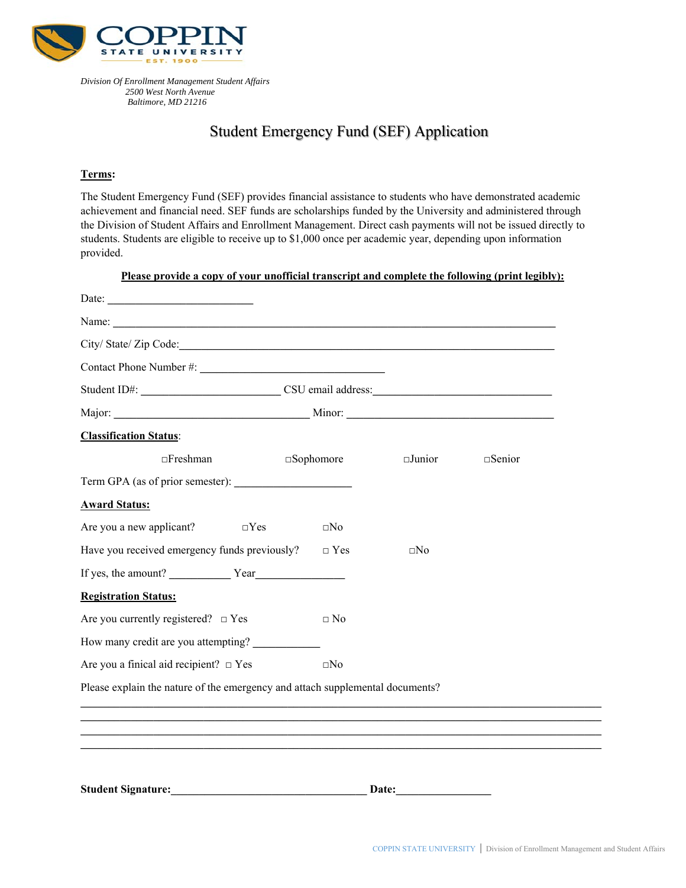COPPIN STATE UNIVERSITY EST. 1900

*Division Of Enrollment Management Student Affairs*
*2500 West North Avenue*
*Baltimore, MD 21216*

# Student Emergency Fund (SEF) Application

**Terms:**

The Student Emergency Fund (SEF) provides financial assistance to students who have demonstrated academic achievement and financial need. SEF funds are scholarships funded by the University and administered through the Division of Student Affairs and Enrollment Management. Direct cash payments will not be issued directly to students. Students are eligible to receive up to $1,000 once per academic year, depending upon information provided.

**Please provide a copy of your unofficial transcript and complete the following (print legibly):**

Date: ______________________

Name: ______________________________________________________________________

City/ State/ Zip Code:_________________________________________________________

Contact Phone Number #: ____________________________

Student ID#: _____________________ CSU email address:____________________________

Major: ______________________________ Minor: ________________________________

**Classification Status**:

□Freshman □Sophomore □Junior □Senior

Term GPA (as of prior semester): __________________

**Award Status:**

Are you a new applicant? □Yes □No

Have you received emergency funds previously? □ Yes □No

If yes, the amount? __________ Year______________

**Registration Status:**

Are you currently registered? □ Yes □ No

How many credit are you attempting? ___________

Are you a finical aid recipient? □ Yes □No

Please explain the nature of the emergency and attach supplemental documents?

________________________________________________________________________________
________________________________________________________________________________
________________________________________________________________________________
________________________________________________________________________________

**Student Signature:________________________________ Date:_______________**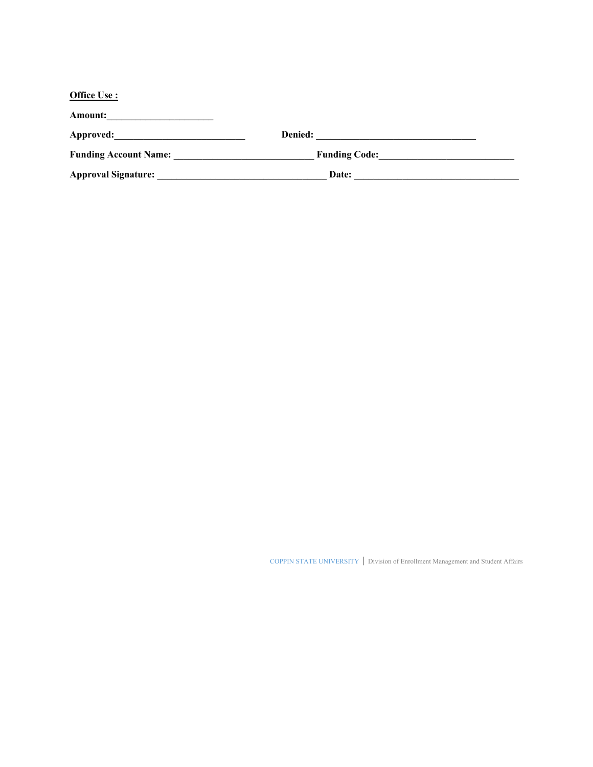**<u>Office Use :</u>**

**Amount:**_____________________

**Approved:**__________________________ **Denied:** ________________________________

**Funding Account Name:** ____________________________ **Funding Code:**___________________________

**Approval Signature:** __________________________________ **Date:** _________________________________